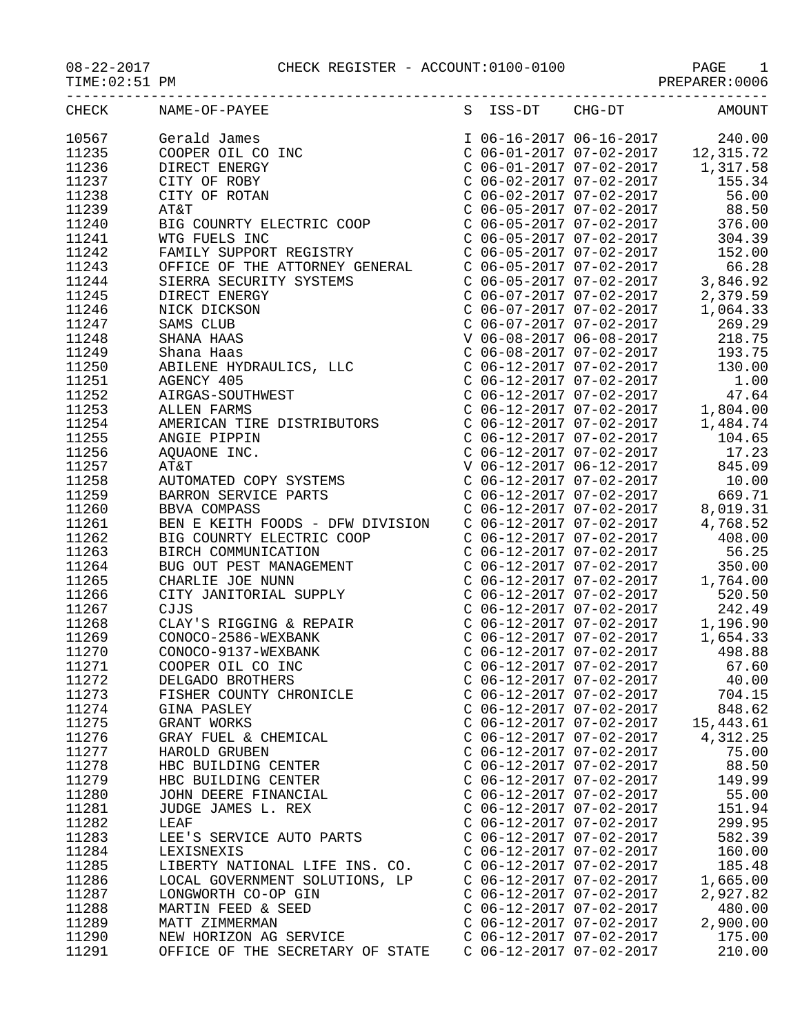08-22-2017 CHECK REGISTER - ACCOUNT:0100-0100

TIME:02:51 PM PREPARER:0006

| CHECK | NAME-OF-PAYEE | S | ISS-DT | CHG-DT | AMOUNT |
|---|---|---|---|---|---|
| 10567 | Gerald James | I | 06-16-2017 | 06-16-2017 | 240.00 |
| 11235 | COOPER OIL CO INC | C | 06-01-2017 | 07-02-2017 | 12,315.72 |
| 11236 | DIRECT ENERGY | C | 06-01-2017 | 07-02-2017 | 1,317.58 |
| 11237 | CITY OF ROBY | C | 06-02-2017 | 07-02-2017 | 155.34 |
| 11238 | CITY OF ROTAN | C | 06-02-2017 | 07-02-2017 | 56.00 |
| 11239 | AT&T | C | 06-05-2017 | 07-02-2017 | 88.50 |
| 11240 | BIG COUNRTY ELECTRIC COOP | C | 06-05-2017 | 07-02-2017 | 376.00 |
| 11241 | WTG FUELS INC | C | 06-05-2017 | 07-02-2017 | 304.39 |
| 11242 | FAMILY SUPPORT REGISTRY | C | 06-05-2017 | 07-02-2017 | 152.00 |
| 11243 | OFFICE OF THE ATTORNEY GENERAL | C | 06-05-2017 | 07-02-2017 | 66.28 |
| 11244 | SIERRA SECURITY SYSTEMS | C | 06-05-2017 | 07-02-2017 | 3,846.92 |
| 11245 | DIRECT ENERGY | C | 06-07-2017 | 07-02-2017 | 2,379.59 |
| 11246 | NICK DICKSON | C | 06-07-2017 | 07-02-2017 | 1,064.33 |
| 11247 | SAMS CLUB | C | 06-07-2017 | 07-02-2017 | 269.29 |
| 11248 | SHANA HAAS | V | 06-08-2017 | 06-08-2017 | 218.75 |
| 11249 | Shana Haas | C | 06-08-2017 | 07-02-2017 | 193.75 |
| 11250 | ABILENE HYDRAULICS, LLC | C | 06-12-2017 | 07-02-2017 | 130.00 |
| 11251 | AGENCY 405 | C | 06-12-2017 | 07-02-2017 | 1.00 |
| 11252 | AIRGAS-SOUTHWEST | C | 06-12-2017 | 07-02-2017 | 47.64 |
| 11253 | ALLEN FARMS | C | 06-12-2017 | 07-02-2017 | 1,804.00 |
| 11254 | AMERICAN TIRE DISTRIBUTORS | C | 06-12-2017 | 07-02-2017 | 1,484.74 |
| 11255 | ANGIE PIPPIN | C | 06-12-2017 | 07-02-2017 | 104.65 |
| 11256 | AQUAONE INC. | C | 06-12-2017 | 07-02-2017 | 17.23 |
| 11257 | AT&T | V | 06-12-2017 | 06-12-2017 | 845.09 |
| 11258 | AUTOMATED COPY SYSTEMS | C | 06-12-2017 | 07-02-2017 | 10.00 |
| 11259 | BARRON SERVICE PARTS | C | 06-12-2017 | 07-02-2017 | 669.71 |
| 11260 | BBVA COMPASS | C | 06-12-2017 | 07-02-2017 | 8,019.31 |
| 11261 | BEN E KEITH FOODS - DFW DIVISION | C | 06-12-2017 | 07-02-2017 | 4,768.52 |
| 11262 | BIG COUNRTY ELECTRIC COOP | C | 06-12-2017 | 07-02-2017 | 408.00 |
| 11263 | BIRCH COMMUNICATION | C | 06-12-2017 | 07-02-2017 | 56.25 |
| 11264 | BUG OUT PEST MANAGEMENT | C | 06-12-2017 | 07-02-2017 | 350.00 |
| 11265 | CHARLIE JOE NUNN | C | 06-12-2017 | 07-02-2017 | 1,764.00 |
| 11266 | CITY JANITORIAL SUPPLY | C | 06-12-2017 | 07-02-2017 | 520.50 |
| 11267 | CJJS | C | 06-12-2017 | 07-02-2017 | 242.49 |
| 11268 | CLAY'S RIGGING & REPAIR | C | 06-12-2017 | 07-02-2017 | 1,196.90 |
| 11269 | CONOCO-2586-WEXBANK | C | 06-12-2017 | 07-02-2017 | 1,654.33 |
| 11270 | CONOCO-9137-WEXBANK | C | 06-12-2017 | 07-02-2017 | 498.88 |
| 11271 | COOPER OIL CO INC | C | 06-12-2017 | 07-02-2017 | 67.60 |
| 11272 | DELGADO BROTHERS | C | 06-12-2017 | 07-02-2017 | 40.00 |
| 11273 | FISHER COUNTY CHRONICLE | C | 06-12-2017 | 07-02-2017 | 704.15 |
| 11274 | GINA PASLEY | C | 06-12-2017 | 07-02-2017 | 848.62 |
| 11275 | GRANT WORKS | C | 06-12-2017 | 07-02-2017 | 15,443.61 |
| 11276 | GRAY FUEL & CHEMICAL | C | 06-12-2017 | 07-02-2017 | 4,312.25 |
| 11277 | HAROLD GRUBEN | C | 06-12-2017 | 07-02-2017 | 75.00 |
| 11278 | HBC BUILDING CENTER | C | 06-12-2017 | 07-02-2017 | 88.50 |
| 11279 | HBC BUILDING CENTER | C | 06-12-2017 | 07-02-2017 | 149.99 |
| 11280 | JOHN DEERE FINANCIAL | C | 06-12-2017 | 07-02-2017 | 55.00 |
| 11281 | JUDGE JAMES L. REX | C | 06-12-2017 | 07-02-2017 | 151.94 |
| 11282 | LEAF | C | 06-12-2017 | 07-02-2017 | 299.95 |
| 11283 | LEE'S SERVICE AUTO PARTS | C | 06-12-2017 | 07-02-2017 | 582.39 |
| 11284 | LEXISNEXIS | C | 06-12-2017 | 07-02-2017 | 160.00 |
| 11285 | LIBERTY NATIONAL LIFE INS. CO. | C | 06-12-2017 | 07-02-2017 | 185.48 |
| 11286 | LOCAL GOVERNMENT SOLUTIONS, LP | C | 06-12-2017 | 07-02-2017 | 1,665.00 |
| 11287 | LONGWORTH CO-OP GIN | C | 06-12-2017 | 07-02-2017 | 2,927.82 |
| 11288 | MARTIN FEED & SEED | C | 06-12-2017 | 07-02-2017 | 480.00 |
| 11289 | MATT ZIMMERMAN | C | 06-12-2017 | 07-02-2017 | 2,900.00 |
| 11290 | NEW HORIZON AG SERVICE | C | 06-12-2017 | 07-02-2017 | 175.00 |
| 11291 | OFFICE OF THE SECRETARY OF STATE | C | 06-12-2017 | 07-02-2017 | 210.00 |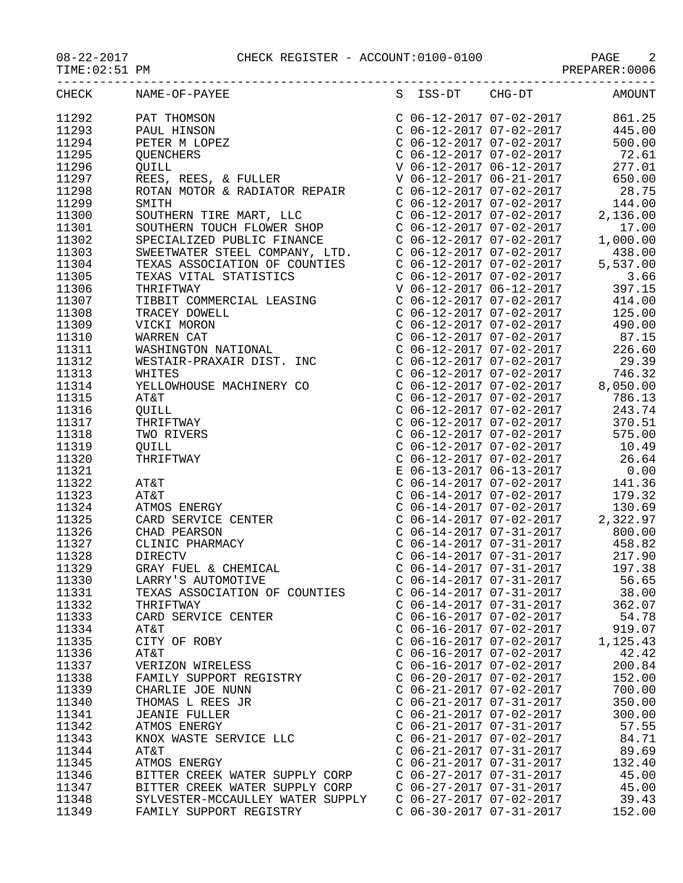08-22-2017 CHECK REGISTER - ACCOUNT:0100-0100

TIME:02:51 PM PREPARER:0006

| CHECK | NAME-OF-PAYEE | S | ISS-DT | CHG-DT | AMOUNT |
|---|---|---|---|---|---|
| 11292 | PAT THOMSON | C | 06-12-2017 | 07-02-2017 | 861.25 |
| 11293 | PAUL HINSON | C | 06-12-2017 | 07-02-2017 | 445.00 |
| 11294 | PETER M LOPEZ | C | 06-12-2017 | 07-02-2017 | 500.00 |
| 11295 | QUENCHERS | C | 06-12-2017 | 07-02-2017 | 72.61 |
| 11296 | QUILL | V | 06-12-2017 | 06-12-2017 | 277.01 |
| 11297 | REES, REES, & FULLER | V | 06-12-2017 | 06-21-2017 | 650.00 |
| 11298 | ROTAN MOTOR & RADIATOR REPAIR | C | 06-12-2017 | 07-02-2017 | 28.75 |
| 11299 | SMITH | C | 06-12-2017 | 07-02-2017 | 144.00 |
| 11300 | SOUTHERN TIRE MART, LLC | C | 06-12-2017 | 07-02-2017 | 2,136.00 |
| 11301 | SOUTHERN TOUCH FLOWER SHOP | C | 06-12-2017 | 07-02-2017 | 17.00 |
| 11302 | SPECIALIZED PUBLIC FINANCE | C | 06-12-2017 | 07-02-2017 | 1,000.00 |
| 11303 | SWEETWATER STEEL COMPANY, LTD. | C | 06-12-2017 | 07-02-2017 | 438.00 |
| 11304 | TEXAS ASSOCIATION OF COUNTIES | C | 06-12-2017 | 07-02-2017 | 5,537.00 |
| 11305 | TEXAS VITAL STATISTICS | C | 06-12-2017 | 07-02-2017 | 3.66 |
| 11306 | THRIFTWAY | V | 06-12-2017 | 06-12-2017 | 397.15 |
| 11307 | TIBBIT COMMERCIAL LEASING | C | 06-12-2017 | 07-02-2017 | 414.00 |
| 11308 | TRACEY DOWELL | C | 06-12-2017 | 07-02-2017 | 125.00 |
| 11309 | VICKI MORON | C | 06-12-2017 | 07-02-2017 | 490.00 |
| 11310 | WARREN CAT | C | 06-12-2017 | 07-02-2017 | 87.15 |
| 11311 | WASHINGTON NATIONAL | C | 06-12-2017 | 07-02-2017 | 226.60 |
| 11312 | WESTAIR-PRAXAIR DIST. INC | C | 06-12-2017 | 07-02-2017 | 29.39 |
| 11313 | WHITES | C | 06-12-2017 | 07-02-2017 | 746.32 |
| 11314 | YELLOWHOUSE MACHINERY CO | C | 06-12-2017 | 07-02-2017 | 8,050.00 |
| 11315 | AT&T | C | 06-12-2017 | 07-02-2017 | 786.13 |
| 11316 | QUILL | C | 06-12-2017 | 07-02-2017 | 243.74 |
| 11317 | THRIFTWAY | C | 06-12-2017 | 07-02-2017 | 370.51 |
| 11318 | TWO RIVERS | C | 06-12-2017 | 07-02-2017 | 575.00 |
| 11319 | QUILL | C | 06-12-2017 | 07-02-2017 | 10.49 |
| 11320 | THRIFTWAY | C | 06-12-2017 | 07-02-2017 | 26.64 |
| 11321 | | E | 06-13-2017 | 06-13-2017 | 0.00 |
| 11322 | AT&T | C | 06-14-2017 | 07-02-2017 | 141.36 |
| 11323 | AT&T | C | 06-14-2017 | 07-02-2017 | 179.32 |
| 11324 | ATMOS ENERGY | C | 06-14-2017 | 07-02-2017 | 130.69 |
| 11325 | CARD SERVICE CENTER | C | 06-14-2017 | 07-02-2017 | 2,322.97 |
| 11326 | CHAD PEARSON | C | 06-14-2017 | 07-31-2017 | 800.00 |
| 11327 | CLINIC PHARMACY | C | 06-14-2017 | 07-31-2017 | 458.82 |
| 11328 | DIRECTV | C | 06-14-2017 | 07-31-2017 | 217.90 |
| 11329 | GRAY FUEL & CHEMICAL | C | 06-14-2017 | 07-31-2017 | 197.38 |
| 11330 | LARRY'S AUTOMOTIVE | C | 06-14-2017 | 07-31-2017 | 56.65 |
| 11331 | TEXAS ASSOCIATION OF COUNTIES | C | 06-14-2017 | 07-31-2017 | 38.00 |
| 11332 | THRIFTWAY | C | 06-14-2017 | 07-31-2017 | 362.07 |
| 11333 | CARD SERVICE CENTER | C | 06-16-2017 | 07-02-2017 | 54.78 |
| 11334 | AT&T | C | 06-16-2017 | 07-02-2017 | 919.07 |
| 11335 | CITY OF ROBY | C | 06-16-2017 | 07-02-2017 | 1,125.43 |
| 11336 | AT&T | C | 06-16-2017 | 07-02-2017 | 42.42 |
| 11337 | VERIZON WIRELESS | C | 06-16-2017 | 07-02-2017 | 200.84 |
| 11338 | FAMILY SUPPORT REGISTRY | C | 06-20-2017 | 07-02-2017 | 152.00 |
| 11339 | CHARLIE JOE NUNN | C | 06-21-2017 | 07-02-2017 | 700.00 |
| 11340 | THOMAS L REES JR | C | 06-21-2017 | 07-31-2017 | 350.00 |
| 11341 | JEANIE FULLER | C | 06-21-2017 | 07-02-2017 | 300.00 |
| 11342 | ATMOS ENERGY | C | 06-21-2017 | 07-31-2017 | 57.55 |
| 11343 | KNOX WASTE SERVICE LLC | C | 06-21-2017 | 07-02-2017 | 84.71 |
| 11344 | AT&T | C | 06-21-2017 | 07-31-2017 | 89.69 |
| 11345 | ATMOS ENERGY | C | 06-21-2017 | 07-31-2017 | 132.40 |
| 11346 | BITTER CREEK WATER SUPPLY CORP | C | 06-27-2017 | 07-31-2017 | 45.00 |
| 11347 | BITTER CREEK WATER SUPPLY CORP | C | 06-27-2017 | 07-31-2017 | 45.00 |
| 11348 | SYLVESTER-MCCAULLEY WATER SUPPLY | C | 06-27-2017 | 07-02-2017 | 39.43 |
| 11349 | FAMILY SUPPORT REGISTRY | C | 06-30-2017 | 07-31-2017 | 152.00 |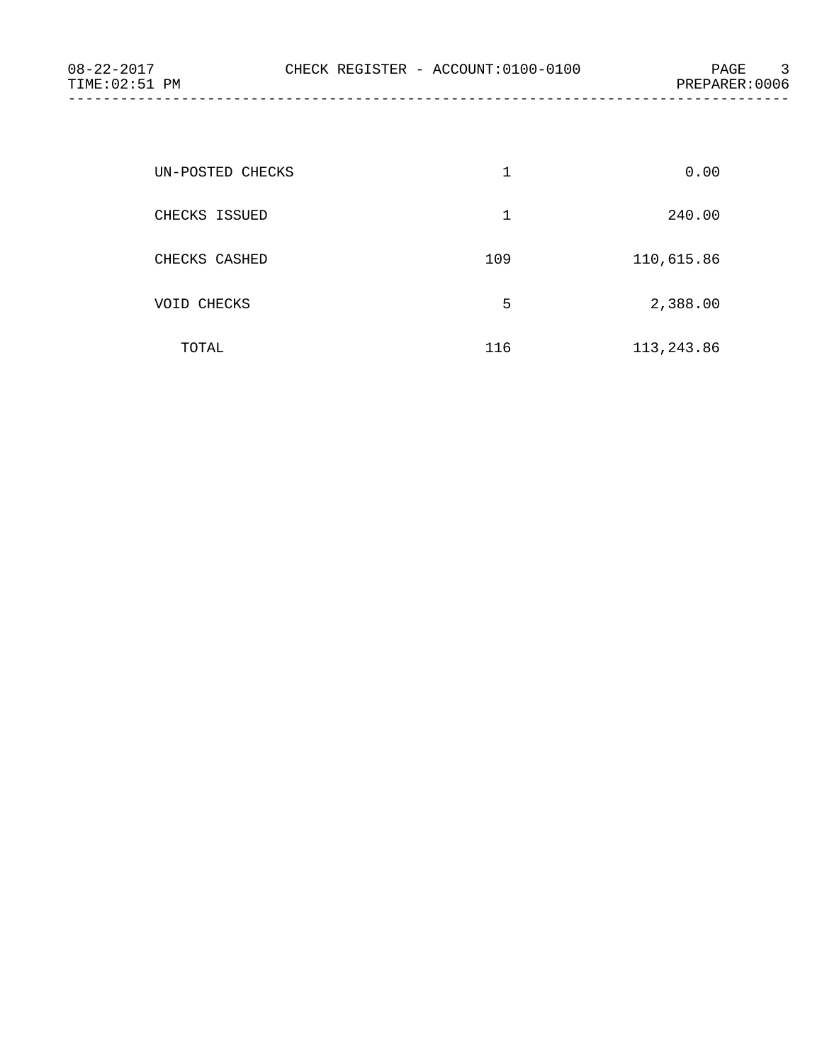| | | |
|---|---|---|
| UN-POSTED CHECKS | 1 | 0.00 |
| CHECKS ISSUED | 1 | 240.00 |
| CHECKS CASHED | 109 | 110,615.86 |
| VOID CHECKS | 5 | 2,388.00 |
| TOTAL | 116 | 113,243.86 |